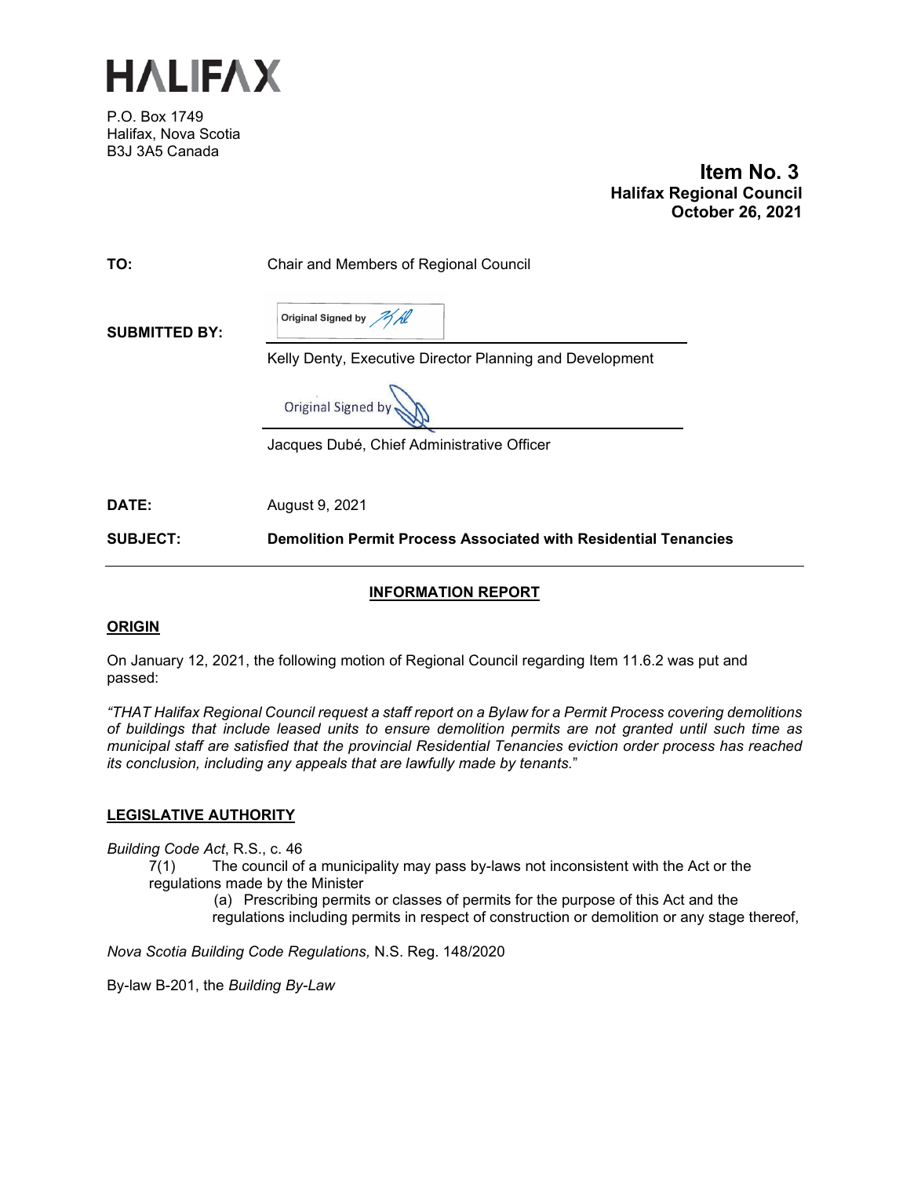# HALIFAX

P.O. Box 1749
Halifax, Nova Scotia
B3J 3A5 Canada

**Item No. 3**
**Halifax Regional Council**
**October 26, 2021**

**TO:** Chair and Members of Regional Council

**SUBMITTED BY:** Original Signed by

Kelly Denty, Executive Director Planning and Development

Original Signed by

Jacques Dubé, Chief Administrative Officer

**DATE:** August 9, 2021

**SUBJECT:** **Demolition Permit Process Associated with Residential Tenancies**

## INFORMATION REPORT

## ORIGIN

On January 12, 2021, the following motion of Regional Council regarding Item 11.6.2 was put and passed:

*"THAT Halifax Regional Council request a staff report on a Bylaw for a Permit Process covering demolitions of buildings that include leased units to ensure demolition permits are not granted until such time as municipal staff are satisfied that the provincial Residential Tenancies eviction order process has reached its conclusion, including any appeals that are lawfully made by tenants.*"

## LEGISLATIVE AUTHORITY

*Building Code Act*, R.S., c. 46

7(1) The council of a municipality may pass by-laws not inconsistent with the Act or the regulations made by the Minister

(a) Prescribing permits or classes of permits for the purpose of this Act and the regulations including permits in respect of construction or demolition or any stage thereof,

*Nova Scotia Building Code Regulations,* N.S. Reg. 148/2020

By-law B-201, the *Building By-Law*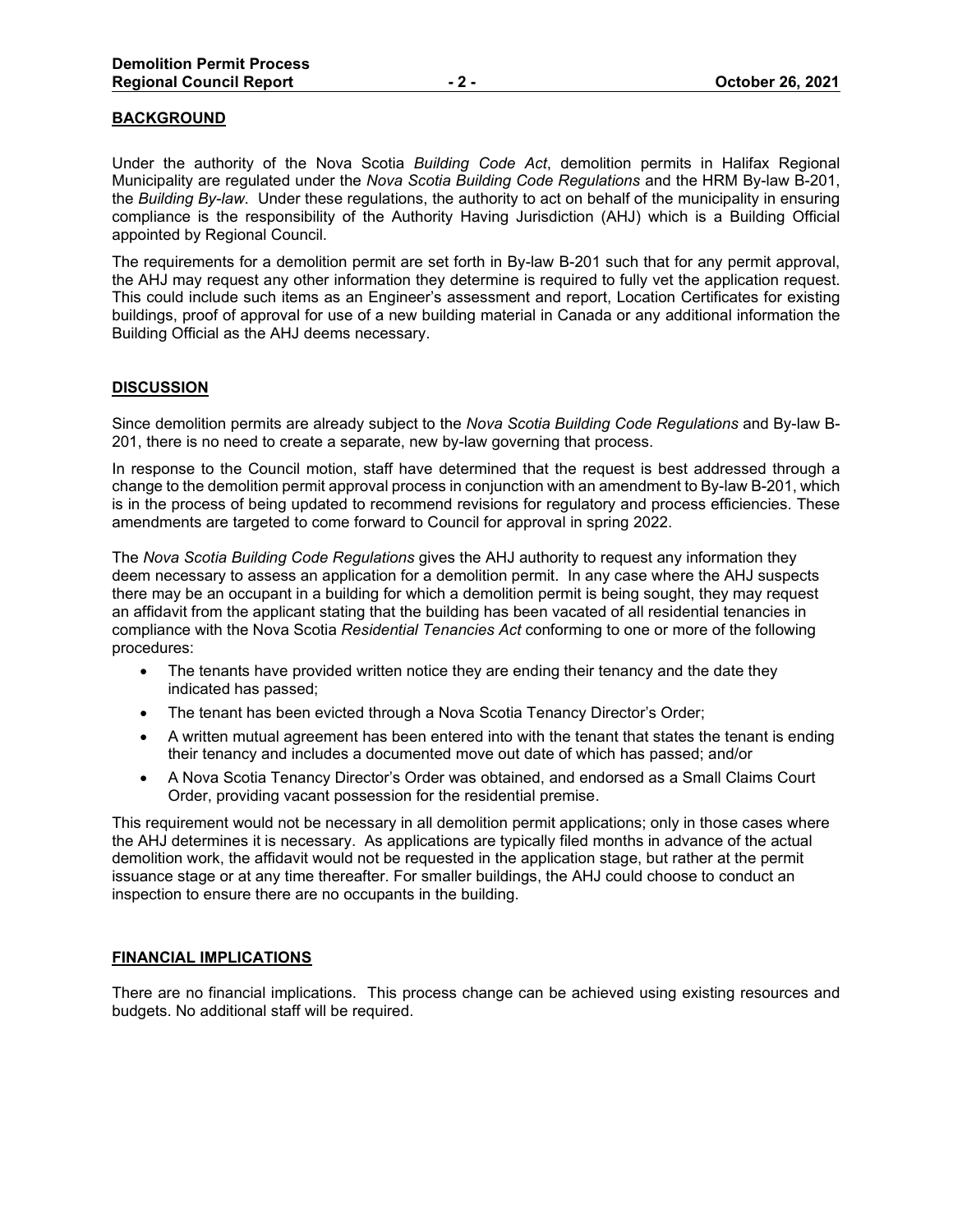## BACKGROUND

Under the authority of the Nova Scotia *Building Code Act*, demolition permits in Halifax Regional Municipality are regulated under the *Nova Scotia Building Code Regulations* and the HRM By-law B-201, the *Building By-law*. Under these regulations, the authority to act on behalf of the municipality in ensuring compliance is the responsibility of the Authority Having Jurisdiction (AHJ) which is a Building Official appointed by Regional Council.

The requirements for a demolition permit are set forth in By-law B-201 such that for any permit approval, the AHJ may request any other information they determine is required to fully vet the application request. This could include such items as an Engineer's assessment and report, Location Certificates for existing buildings, proof of approval for use of a new building material in Canada or any additional information the Building Official as the AHJ deems necessary.

## DISCUSSION

Since demolition permits are already subject to the *Nova Scotia Building Code Regulations* and By-law B-201, there is no need to create a separate, new by-law governing that process.

In response to the Council motion, staff have determined that the request is best addressed through a change to the demolition permit approval process in conjunction with an amendment to By-law B-201, which is in the process of being updated to recommend revisions for regulatory and process efficiencies. These amendments are targeted to come forward to Council for approval in spring 2022.

The *Nova Scotia Building Code Regulations* gives the AHJ authority to request any information they deem necessary to assess an application for a demolition permit. In any case where the AHJ suspects there may be an occupant in a building for which a demolition permit is being sought, they may request an affidavit from the applicant stating that the building has been vacated of all residential tenancies in compliance with the Nova Scotia *Residential Tenancies Act* conforming to one or more of the following procedures:

- The tenants have provided written notice they are ending their tenancy and the date they indicated has passed;
- The tenant has been evicted through a Nova Scotia Tenancy Director's Order;
- A written mutual agreement has been entered into with the tenant that states the tenant is ending their tenancy and includes a documented move out date of which has passed; and/or
- A Nova Scotia Tenancy Director's Order was obtained, and endorsed as a Small Claims Court Order, providing vacant possession for the residential premise.

This requirement would not be necessary in all demolition permit applications; only in those cases where the AHJ determines it is necessary. As applications are typically filed months in advance of the actual demolition work, the affidavit would not be requested in the application stage, but rather at the permit issuance stage or at any time thereafter. For smaller buildings, the AHJ could choose to conduct an inspection to ensure there are no occupants in the building.

## FINANCIAL IMPLICATIONS

There are no financial implications. This process change can be achieved using existing resources and budgets. No additional staff will be required.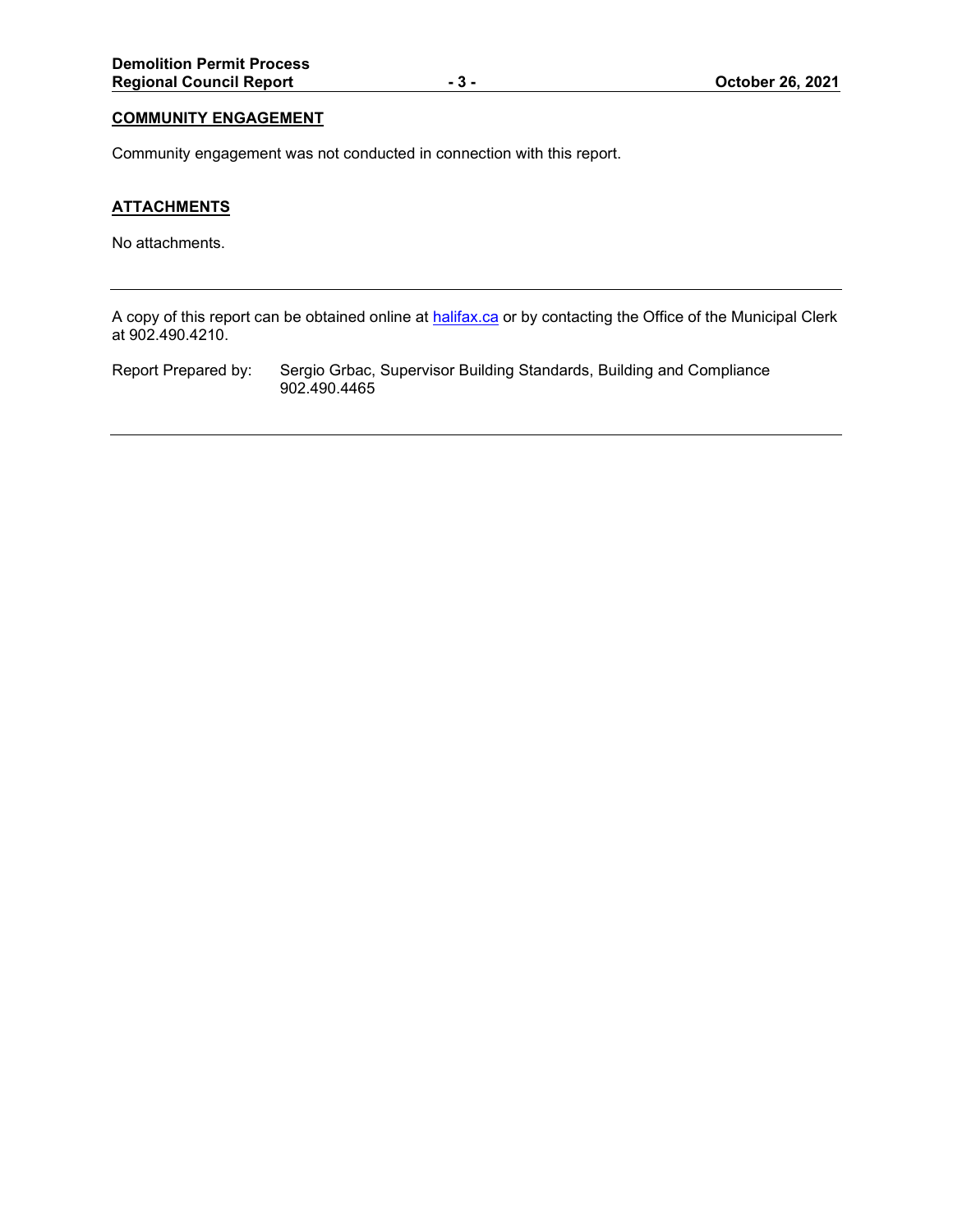## COMMUNITY ENGAGEMENT

Community engagement was not conducted in connection with this report.

## ATTACHMENTS

No attachments.

---

A copy of this report can be obtained online at halifax.ca or by contacting the Office of the Municipal Clerk at 902.490.4210.

Report Prepared by: Sergio Grbac, Supervisor Building Standards, Building and Compliance 902.490.4465

---